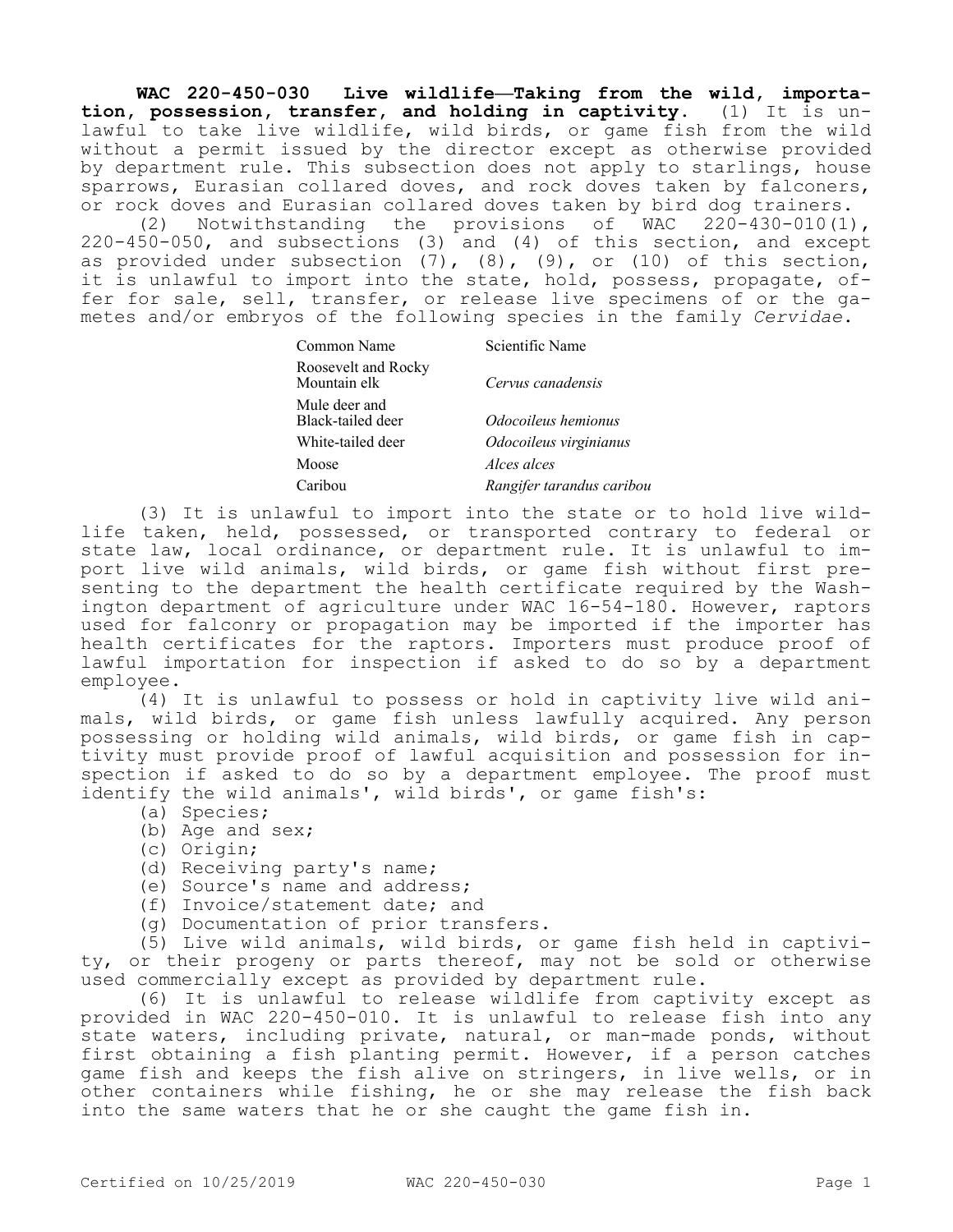**WAC 220-450-030 Live wildlife—Taking from the wild, importation, possession, transfer, and holding in captivity.** (1) It is unlawful to take live wildlife, wild birds, or game fish from the wild without a permit issued by the director except as otherwise provided by department rule. This subsection does not apply to starlings, house sparrows, Eurasian collared doves, and rock doves taken by falconers, or rock doves and Eurasian collared doves taken by bird dog trainers.

(2) Notwithstanding the provisions of WAC 220-430-010(1), 220-450-050, and subsections (3) and (4) of this section, and except as provided under subsection (7), (8), (9), or (10) of this section, it is unlawful to import into the state, hold, possess, propagate, offer for sale, sell, transfer, or release live specimens of or the gametes and/or embryos of the following species in the family *Cervidae*.

| Common Name | Scientific Name |
|---|---|
| Roosevelt and Rocky Mountain elk | *Cervus canadensis* |
| Mule deer and Black-tailed deer | *Odocoileus hemionus* |
| White-tailed deer | *Odocoileus virginianus* |
| Moose | *Alces alces* |
| Caribou | *Rangifer tarandus caribou* |

(3) It is unlawful to import into the state or to hold live wildlife taken, held, possessed, or transported contrary to federal or state law, local ordinance, or department rule. It is unlawful to import live wild animals, wild birds, or game fish without first presenting to the department the health certificate required by the Washington department of agriculture under WAC 16-54-180. However, raptors used for falconry or propagation may be imported if the importer has health certificates for the raptors. Importers must produce proof of lawful importation for inspection if asked to do so by a department employee.

(4) It is unlawful to possess or hold in captivity live wild animals, wild birds, or game fish unless lawfully acquired. Any person possessing or holding wild animals, wild birds, or game fish in captivity must provide proof of lawful acquisition and possession for inspection if asked to do so by a department employee. The proof must identify the wild animals', wild birds', or game fish's:

(a) Species;

(b) Age and sex;

(c) Origin;

(d) Receiving party's name;

(e) Source's name and address;

(f) Invoice/statement date; and

(g) Documentation of prior transfers.

(5) Live wild animals, wild birds, or game fish held in captivity, or their progeny or parts thereof, may not be sold or otherwise used commercially except as provided by department rule.

(6) It is unlawful to release wildlife from captivity except as provided in WAC 220-450-010. It is unlawful to release fish into any state waters, including private, natural, or man-made ponds, without first obtaining a fish planting permit. However, if a person catches game fish and keeps the fish alive on stringers, in live wells, or in other containers while fishing, he or she may release the fish back into the same waters that he or she caught the game fish in.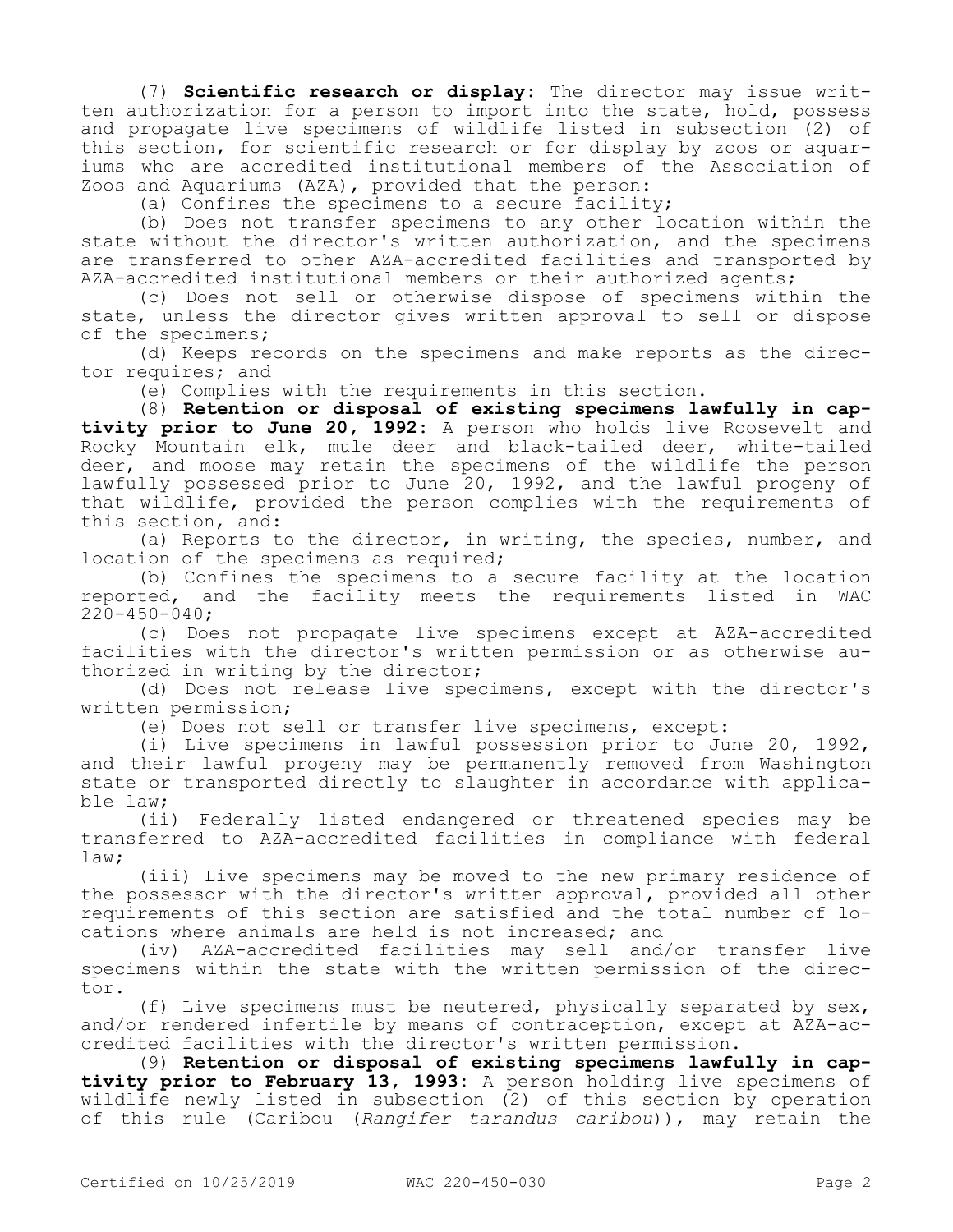(7) **Scientific research or display:** The director may issue written authorization for a person to import into the state, hold, possess and propagate live specimens of wildlife listed in subsection (2) of this section, for scientific research or for display by zoos or aquariums who are accredited institutional members of the Association of Zoos and Aquariums (AZA), provided that the person:

(a) Confines the specimens to a secure facility;

(b) Does not transfer specimens to any other location within the state without the director's written authorization, and the specimens are transferred to other AZA-accredited facilities and transported by AZA-accredited institutional members or their authorized agents;

(c) Does not sell or otherwise dispose of specimens within the state, unless the director gives written approval to sell or dispose of the specimens;

(d) Keeps records on the specimens and make reports as the director requires; and

(e) Complies with the requirements in this section.

(8) **Retention or disposal of existing specimens lawfully in captivity prior to June 20, 1992:** A person who holds live Roosevelt and Rocky Mountain elk, mule deer and black-tailed deer, white-tailed deer, and moose may retain the specimens of the wildlife the person lawfully possessed prior to June 20, 1992, and the lawful progeny of that wildlife, provided the person complies with the requirements of this section, and:

(a) Reports to the director, in writing, the species, number, and location of the specimens as required;

(b) Confines the specimens to a secure facility at the location reported, and the facility meets the requirements listed in WAC 220-450-040;

(c) Does not propagate live specimens except at AZA-accredited facilities with the director's written permission or as otherwise authorized in writing by the director;

(d) Does not release live specimens, except with the director's written permission;

(e) Does not sell or transfer live specimens, except:

(i) Live specimens in lawful possession prior to June 20, 1992, and their lawful progeny may be permanently removed from Washington state or transported directly to slaughter in accordance with applicable law;

(ii) Federally listed endangered or threatened species may be transferred to AZA-accredited facilities in compliance with federal law;

(iii) Live specimens may be moved to the new primary residence of the possessor with the director's written approval, provided all other requirements of this section are satisfied and the total number of locations where animals are held is not increased; and

(iv) AZA-accredited facilities may sell and/or transfer live specimens within the state with the written permission of the director.

(f) Live specimens must be neutered, physically separated by sex, and/or rendered infertile by means of contraception, except at AZA-accredited facilities with the director's written permission.

(9) **Retention or disposal of existing specimens lawfully in captivity prior to February 13, 1993:** A person holding live specimens of wildlife newly listed in subsection (2) of this section by operation of this rule (Caribou (*Rangifer tarandus caribou*)), may retain the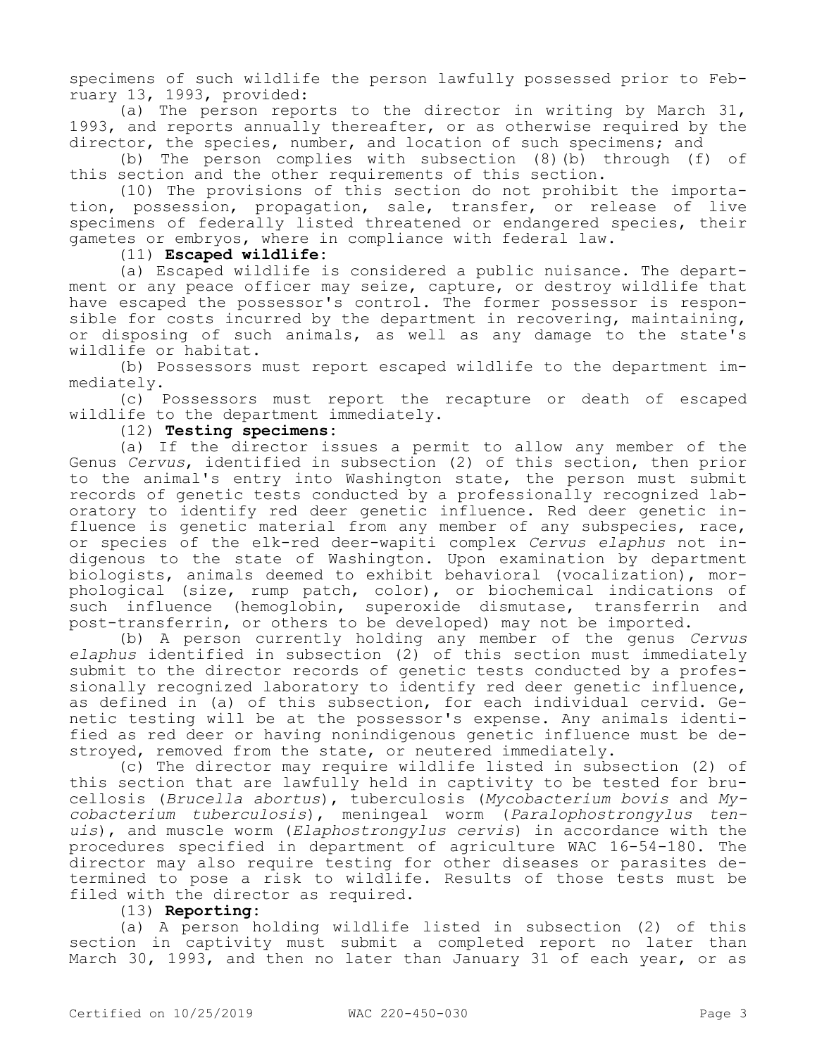specimens of such wildlife the person lawfully possessed prior to February 13, 1993, provided:

(a) The person reports to the director in writing by March 31, 1993, and reports annually thereafter, or as otherwise required by the director, the species, number, and location of such specimens; and

(b) The person complies with subsection (8)(b) through (f) of this section and the other requirements of this section.

(10) The provisions of this section do not prohibit the importation, possession, propagation, sale, transfer, or release of live specimens of federally listed threatened or endangered species, their gametes or embryos, where in compliance with federal law.

(11) **Escaped wildlife**:

(a) Escaped wildlife is considered a public nuisance. The department or any peace officer may seize, capture, or destroy wildlife that have escaped the possessor's control. The former possessor is responsible for costs incurred by the department in recovering, maintaining, or disposing of such animals, as well as any damage to the state's wildlife or habitat.

(b) Possessors must report escaped wildlife to the department immediately.

(c) Possessors must report the recapture or death of escaped wildlife to the department immediately.

(12) **Testing specimens**:

(a) If the director issues a permit to allow any member of the Genus *Cervus*, identified in subsection (2) of this section, then prior to the animal's entry into Washington state, the person must submit records of genetic tests conducted by a professionally recognized laboratory to identify red deer genetic influence. Red deer genetic influence is genetic material from any member of any subspecies, race, or species of the elk-red deer-wapiti complex *Cervus elaphus* not indigenous to the state of Washington. Upon examination by department biologists, animals deemed to exhibit behavioral (vocalization), morphological (size, rump patch, color), or biochemical indications of such influence (hemoglobin, superoxide dismutase, transferrin and post-transferrin, or others to be developed) may not be imported.

(b) A person currently holding any member of the genus *Cervus elaphus* identified in subsection (2) of this section must immediately submit to the director records of genetic tests conducted by a professionally recognized laboratory to identify red deer genetic influence, as defined in (a) of this subsection, for each individual cervid. Genetic testing will be at the possessor's expense. Any animals identified as red deer or having nonindigenous genetic influence must be destroyed, removed from the state, or neutered immediately.

(c) The director may require wildlife listed in subsection (2) of this section that are lawfully held in captivity to be tested for brucellosis (*Brucella abortus*), tuberculosis (*Mycobacterium bovis* and *Mycobacterium tuberculosis*), meningeal worm (*Paralophostrongylus tenuis*), and muscle worm (*Elaphostrongylus cervis*) in accordance with the procedures specified in department of agriculture WAC 16-54-180. The director may also require testing for other diseases or parasites determined to pose a risk to wildlife. Results of those tests must be filed with the director as required.

(13) **Reporting**:

(a) A person holding wildlife listed in subsection (2) of this section in captivity must submit a completed report no later than March 30, 1993, and then no later than January 31 of each year, or as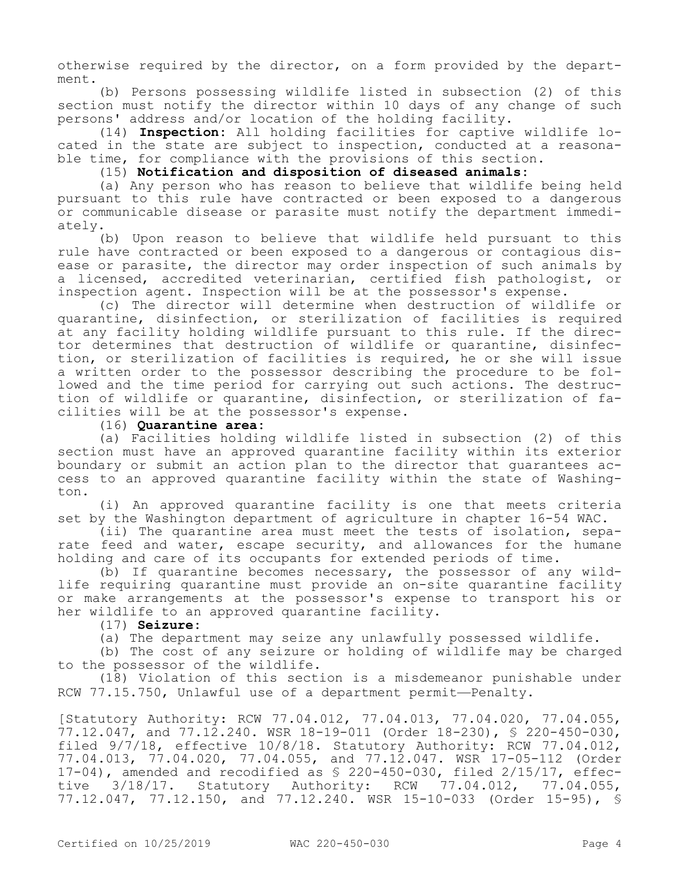otherwise required by the director, on a form provided by the department.

(b) Persons possessing wildlife listed in subsection (2) of this section must notify the director within 10 days of any change of such persons' address and/or location of the holding facility.

(14) **Inspection:** All holding facilities for captive wildlife located in the state are subject to inspection, conducted at a reasonable time, for compliance with the provisions of this section.

(15) **Notification and disposition of diseased animals:**

(a) Any person who has reason to believe that wildlife being held pursuant to this rule have contracted or been exposed to a dangerous or communicable disease or parasite must notify the department immediately.

(b) Upon reason to believe that wildlife held pursuant to this rule have contracted or been exposed to a dangerous or contagious disease or parasite, the director may order inspection of such animals by a licensed, accredited veterinarian, certified fish pathologist, or inspection agent. Inspection will be at the possessor's expense.

(c) The director will determine when destruction of wildlife or quarantine, disinfection, or sterilization of facilities is required at any facility holding wildlife pursuant to this rule. If the director determines that destruction of wildlife or quarantine, disinfection, or sterilization of facilities is required, he or she will issue a written order to the possessor describing the procedure to be followed and the time period for carrying out such actions. The destruction of wildlife or quarantine, disinfection, or sterilization of facilities will be at the possessor's expense.

(16) **Quarantine area:**

(a) Facilities holding wildlife listed in subsection (2) of this section must have an approved quarantine facility within its exterior boundary or submit an action plan to the director that guarantees access to an approved quarantine facility within the state of Washington.

(i) An approved quarantine facility is one that meets criteria set by the Washington department of agriculture in chapter 16-54 WAC.

(ii) The quarantine area must meet the tests of isolation, separate feed and water, escape security, and allowances for the humane holding and care of its occupants for extended periods of time.

(b) If quarantine becomes necessary, the possessor of any wildlife requiring quarantine must provide an on-site quarantine facility or make arrangements at the possessor's expense to transport his or her wildlife to an approved quarantine facility.

(17) **Seizure:**

(a) The department may seize any unlawfully possessed wildlife.

(b) The cost of any seizure or holding of wildlife may be charged to the possessor of the wildlife.

(18) Violation of this section is a misdemeanor punishable under RCW 77.15.750, Unlawful use of a department permit—Penalty.

[Statutory Authority: RCW 77.04.012, 77.04.013, 77.04.020, 77.04.055, 77.12.047, and 77.12.240. WSR 18-19-011 (Order 18-230), § 220-450-030, filed 9/7/18, effective 10/8/18. Statutory Authority: RCW 77.04.012, 77.04.013, 77.04.020, 77.04.055, and 77.12.047. WSR 17-05-112 (Order 17-04), amended and recodified as § 220-450-030, filed 2/15/17, effective 3/18/17. Statutory Authority: RCW 77.04.012, 77.04.055, 77.12.047, 77.12.150, and 77.12.240. WSR 15-10-033 (Order 15-95), §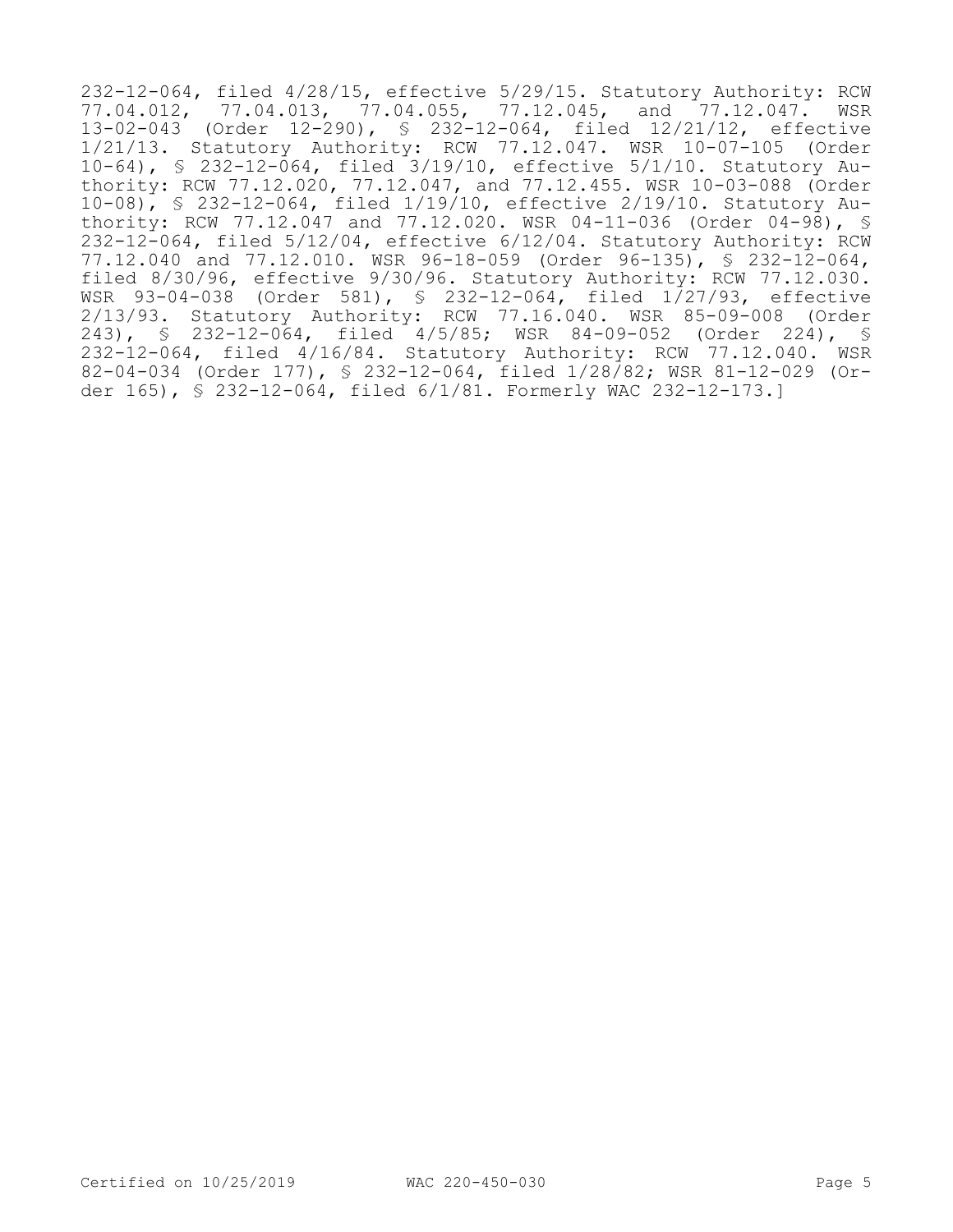232-12-064, filed 4/28/15, effective 5/29/15. Statutory Authority: RCW 77.04.012, 77.04.013, 77.04.055, 77.12.045, and 77.12.047. WSR 13-02-043 (Order 12-290), § 232-12-064, filed 12/21/12, effective 1/21/13. Statutory Authority: RCW 77.12.047. WSR 10-07-105 (Order 10-64), § 232-12-064, filed 3/19/10, effective 5/1/10. Statutory Authority: RCW 77.12.020, 77.12.047, and 77.12.455. WSR 10-03-088 (Order 10-08), § 232-12-064, filed 1/19/10, effective 2/19/10. Statutory Authority: RCW 77.12.047 and 77.12.020. WSR 04-11-036 (Order 04-98), § 232-12-064, filed 5/12/04, effective 6/12/04. Statutory Authority: RCW 77.12.040 and 77.12.010. WSR 96-18-059 (Order 96-135), § 232-12-064, filed 8/30/96, effective 9/30/96. Statutory Authority: RCW 77.12.030. WSR 93-04-038 (Order 581), § 232-12-064, filed 1/27/93, effective 2/13/93. Statutory Authority: RCW 77.16.040. WSR 85-09-008 (Order 243), § 232-12-064, filed 4/5/85; WSR 84-09-052 (Order 224), § 232-12-064, filed 4/16/84. Statutory Authority: RCW 77.12.040. WSR 82-04-034 (Order 177), § 232-12-064, filed 1/28/82; WSR 81-12-029 (Order 165), § 232-12-064, filed 6/1/81. Formerly WAC 232-12-173.]